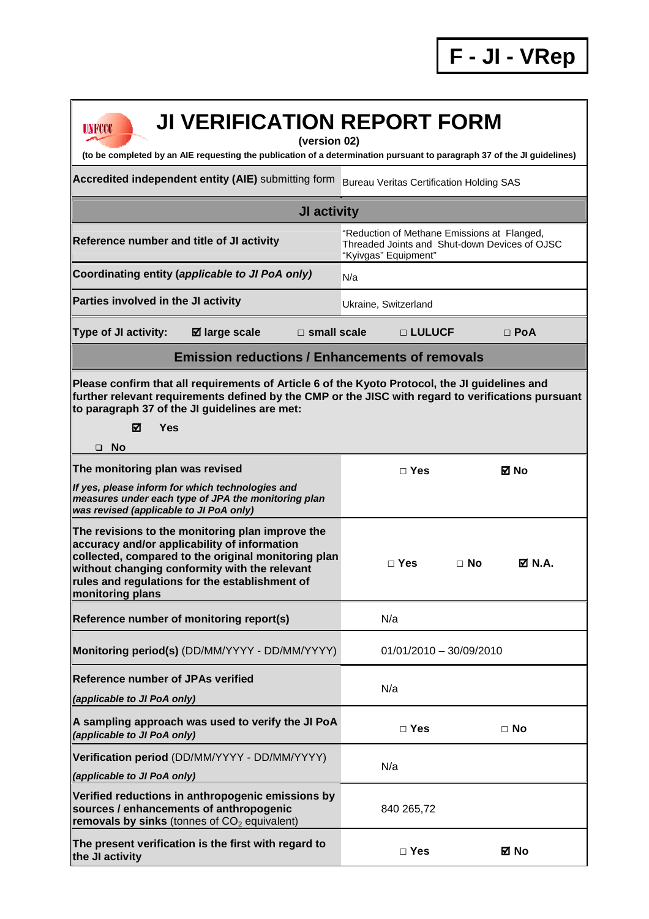**F - JI - VRep**

# JI VERIFICATION REPORT FORM

**(version 02)**

**(to be completed by an AIE requesting the publication of a determination pursuant to paragraph 37 of the JI guidelines)**

| | |
|---|---|
| **Accredited independent entity (AIE)** submitting form | Bureau Veritas Certification Holding SAS |

## JI activity

| | |
|---|---|
| **Reference number and title of JI activity** | "Reduction of Methane Emissions at Flanged, Threaded Joints and Shut-down Devices of OJSC "Kyivgas" Equipment" |
| **Coordinating entity (*applicable to JI PoA only*)** | N/a |
| **Parties involved in the JI activity** | Ukraine, Switzerland |

**Type of JI activity:** ☑ **large scale** □ **small scale** □ **LULUCF** □ **PoA**

## Emission reductions / Enhancements of removals

**Please confirm that all requirements of Article 6 of the Kyoto Protocol, the JI guidelines and further relevant requirements defined by the CMP or the JISC with regard to verifications pursuant to paragraph 37 of the JI guidelines are met:**

☑ **Yes**

□ **No**

| | | | |
|---|---|---|---|
| **The monitoring plan was revised**<br>***If yes, please inform for which technologies and measures under each type of JPA the monitoring plan was revised (applicable to JI PoA only)*** | □ **Yes** | ☑ **No** | |
| **The revisions to the monitoring plan improve the accuracy and/or applicability of information collected, compared to the original monitoring plan without changing conformity with the relevant rules and regulations for the establishment of monitoring plans** | □ **Yes** | □ **No** | ☑ **N.A.** |
| **Reference number of monitoring report(s)** | N/a | | |
| **Monitoring period(s)** (DD/MM/YYYY - DD/MM/YYYY) | 01/01/2010 – 30/09/2010 | | |
| **Reference number of JPAs verified**<br>***(applicable to JI PoA only)*** | N/a | | |
| **A sampling approach was used to verify the JI PoA *(applicable to JI PoA only)*** | □ **Yes** | □ **No** | |
| **Verification period** (DD/MM/YYYY - DD/MM/YYYY)<br>***(applicable to JI PoA only)*** | N/a | | |
| **Verified reductions in anthropogenic emissions by sources / enhancements of anthropogenic removals by sinks** (tonnes of $CO_2$ equivalent) | 840 265,72 | | |
| **The present verification is the first with regard to the JI activity** | □ **Yes** | ☑ **No** | |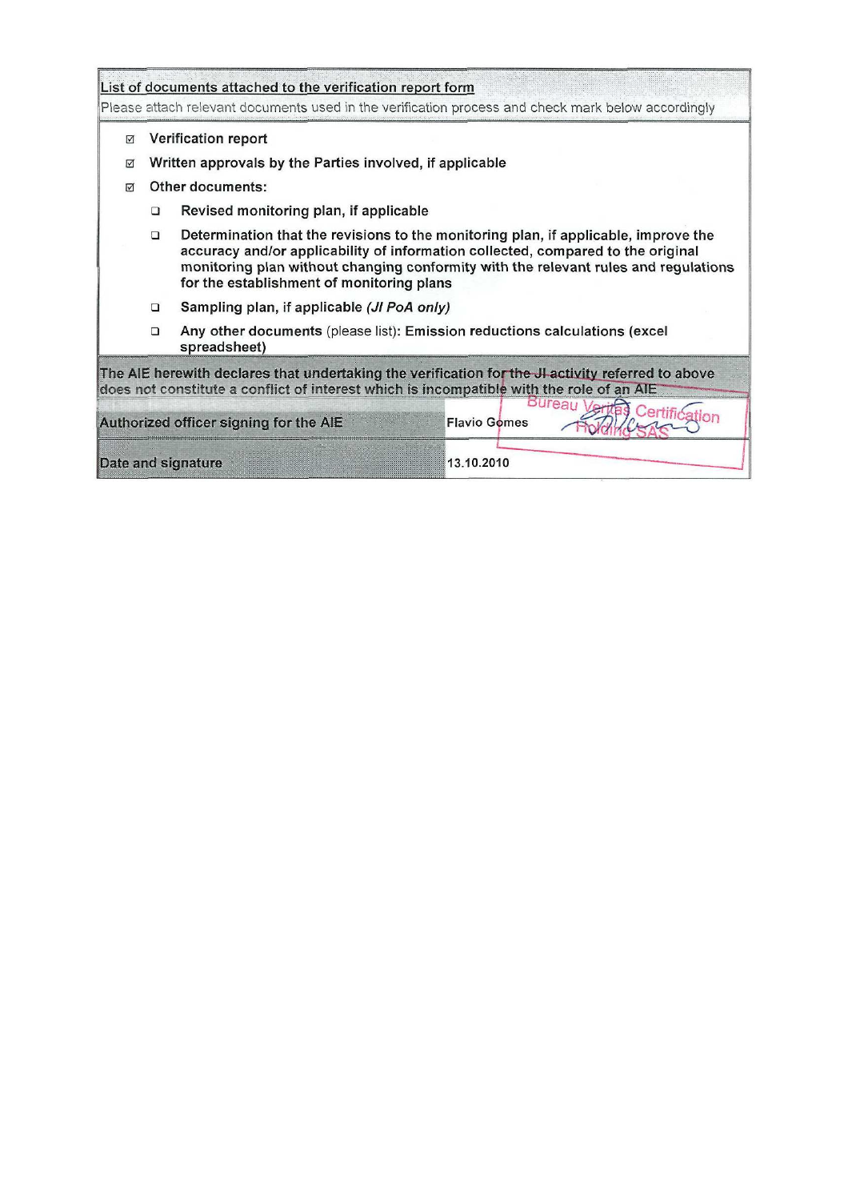**List of documents attached to the verification report form**

Please attach relevant documents used in the verification process and check mark below accordingly

- ☑ Verification report
- ☑ Written approvals by the Parties involved, if applicable
- ☑ Other documents:
  - ❑ Revised monitoring plan, if applicable
  - ❑ Determination that the revisions to the monitoring plan, if applicable, improve the accuracy and/or applicability of information collected, compared to the original monitoring plan without changing conformity with the relevant rules and regulations for the establishment of monitoring plans
  - ❑ Sampling plan, if applicable *(JI PoA only)*
  - ❑ Any other documents (please list): Emission reductions calculations (excel spreadsheet)

The AIE herewith declares that undertaking the verification for the JI activity referred to above does not constitute a conflict of interest which is incompatible with the role of an AIE

| | |
|---|---|
| Authorized officer signing for the AIE | Flavio Gomes |
| Date and signature | 13.10.2010 |

Bureau Veritas Certification Holding SAS